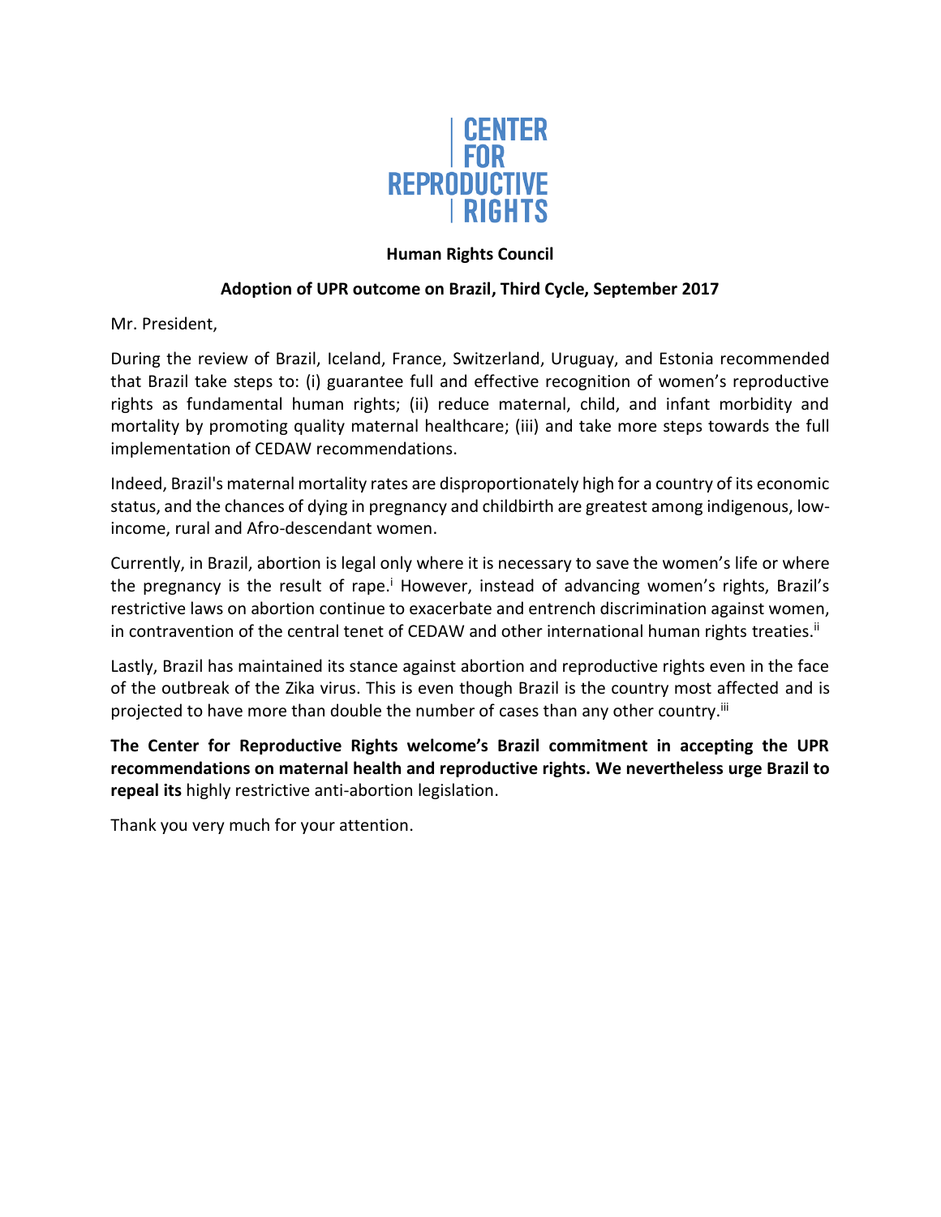CENTER FOR REPRODUCTIVE RIGHTS

**Human Rights Council**

**Adoption of UPR outcome on Brazil, Third Cycle, September 2017**

Mr. President,

During the review of Brazil, Iceland, France, Switzerland, Uruguay, and Estonia recommended that Brazil take steps to: (i) guarantee full and effective recognition of women's reproductive rights as fundamental human rights; (ii) reduce maternal, child, and infant morbidity and mortality by promoting quality maternal healthcare; (iii) and take more steps towards the full implementation of CEDAW recommendations.

Indeed, Brazil's maternal mortality rates are disproportionately high for a country of its economic status, and the chances of dying in pregnancy and childbirth are greatest among indigenous, low-income, rural and Afro-descendant women.

Currently, in Brazil, abortion is legal only where it is necessary to save the women's life or where the pregnancy is the result of rape.[i] However, instead of advancing women's rights, Brazil's restrictive laws on abortion continue to exacerbate and entrench discrimination against women, in contravention of the central tenet of CEDAW and other international human rights treaties.[ii]

Lastly, Brazil has maintained its stance against abortion and reproductive rights even in the face of the outbreak of the Zika virus. This is even though Brazil is the country most affected and is projected to have more than double the number of cases than any other country.[iii]

**The Center for Reproductive Rights welcome's Brazil commitment in accepting the UPR recommendations on maternal health and reproductive rights. We nevertheless urge Brazil to repeal its** highly restrictive anti-abortion legislation.

Thank you very much for your attention.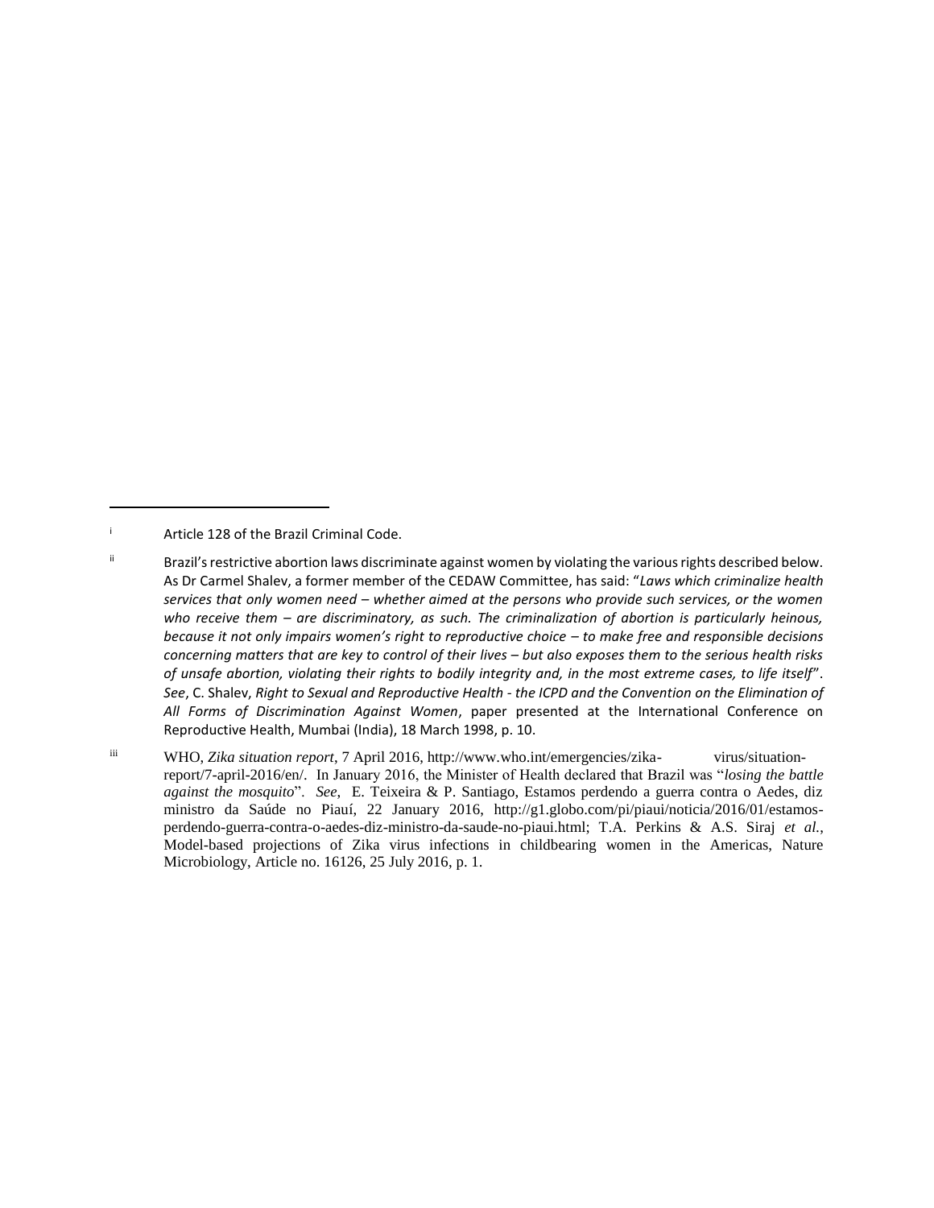[i] Article 128 of the Brazil Criminal Code.

[ii] Brazil's restrictive abortion laws discriminate against women by violating the various rights described below. As Dr Carmel Shalev, a former member of the CEDAW Committee, has said: "*Laws which criminalize health services that only women need – whether aimed at the persons who provide such services, or the women who receive them – are discriminatory, as such. The criminalization of abortion is particularly heinous, because it not only impairs women's right to reproductive choice – to make free and responsible decisions concerning matters that are key to control of their lives – but also exposes them to the serious health risks of unsafe abortion, violating their rights to bodily integrity and, in the most extreme cases, to life itself*". *See*, C. Shalev, *Right to Sexual and Reproductive Health - the ICPD and the Convention on the Elimination of All Forms of Discrimination Against Women*, paper presented at the International Conference on Reproductive Health, Mumbai (India), 18 March 1998, p. 10.

[iii] WHO, *Zika situation report*, 7 April 2016, http://www.who.int/emergencies/zika-virus/situation-report/7-april-2016/en/. In January 2016, the Minister of Health declared that Brazil was "*losing the battle against the mosquito*". *See*, E. Teixeira & P. Santiago, Estamos perdendo a guerra contra o Aedes, diz ministro da Saúde no Piauí, 22 January 2016, http://g1.globo.com/pi/piaui/noticia/2016/01/estamos-perdendo-guerra-contra-o-aedes-diz-ministro-da-saude-no-piaui.html; T.A. Perkins & A.S. Siraj *et al.*, Model-based projections of Zika virus infections in childbearing women in the Americas, Nature Microbiology, Article no. 16126, 25 July 2016, p. 1.